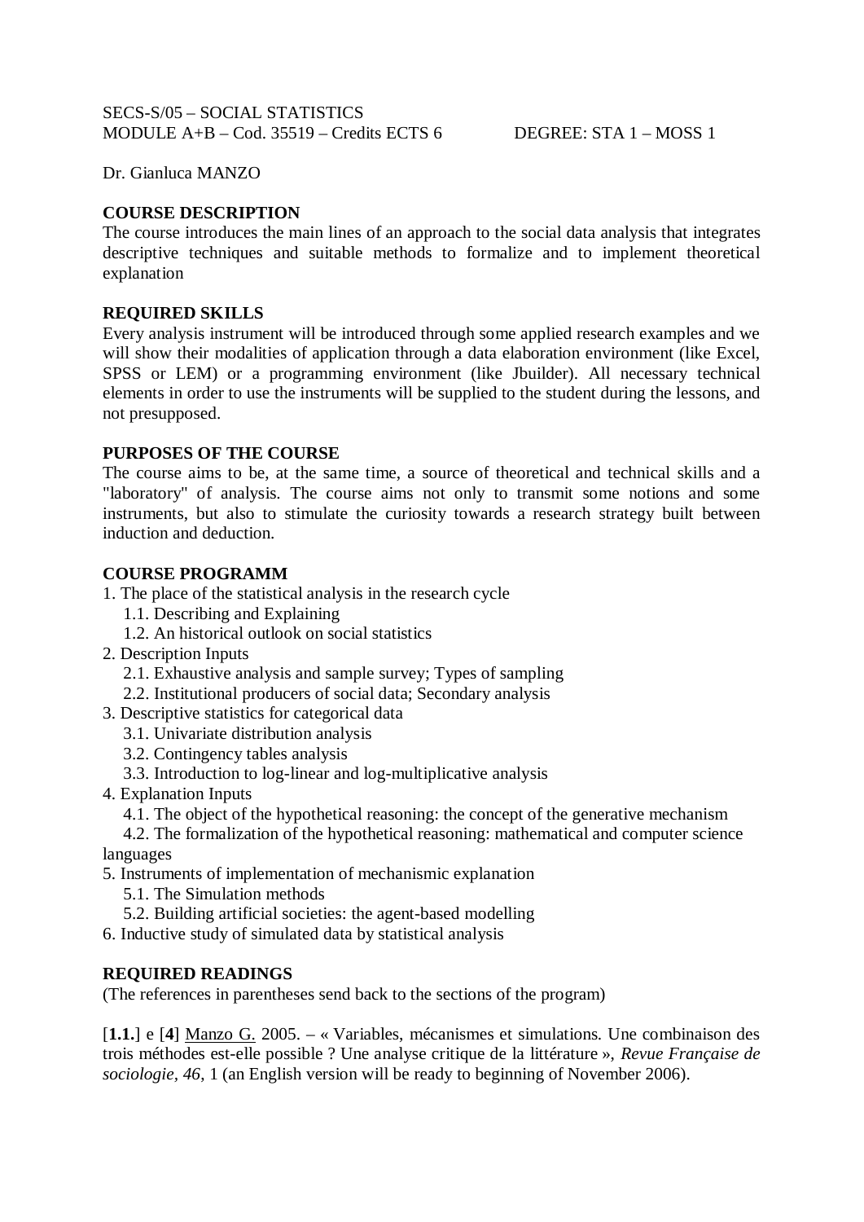SECS-S/05 – SOCIAL STATISTICS
MODULE A+B – Cod. 35519 – Credits ECTS 6 DEGREE: STA 1 – MOSS 1

Dr. Gianluca MANZO

**COURSE DESCRIPTION**
The course introduces the main lines of an approach to the social data analysis that integrates descriptive techniques and suitable methods to formalize and to implement theoretical explanation

**REQUIRED SKILLS**
Every analysis instrument will be introduced through some applied research examples and we will show their modalities of application through a data elaboration environment (like Excel, SPSS or LEM) or a programming environment (like Jbuilder). All necessary technical elements in order to use the instruments will be supplied to the student during the lessons, and not presupposed.

**PURPOSES OF THE COURSE**
The course aims to be, at the same time, a source of theoretical and technical skills and a "laboratory" of analysis. The course aims not only to transmit some notions and some instruments, but also to stimulate the curiosity towards a research strategy built between induction and deduction.

**COURSE PROGRAMM**

1. The place of the statistical analysis in the research cycle
   1.1. Describing and Explaining
   1.2. An historical outlook on social statistics
2. Description Inputs
   2.1. Exhaustive analysis and sample survey; Types of sampling
   2.2. Institutional producers of social data; Secondary analysis
3. Descriptive statistics for categorical data
   3.1. Univariate distribution analysis
   3.2. Contingency tables analysis
   3.3. Introduction to log-linear and log-multiplicative analysis
4. Explanation Inputs
   4.1. The object of the hypothetical reasoning: the concept of the generative mechanism
   4.2. The formalization of the hypothetical reasoning: mathematical and computer science languages
5. Instruments of implementation of mechanismic explanation
   5.1. The Simulation methods
   5.2. Building artificial societies: the agent-based modelling
6. Inductive study of simulated data by statistical analysis

**REQUIRED READINGS**
(The references in parentheses send back to the sections of the program)

[**1.1.**] e [**4**] Manzo G. 2005. – « Variables, mécanismes et simulations. Une combinaison des trois méthodes est-elle possible ? Une analyse critique de la littérature », *Revue Française de sociologie*, *46*, 1 (an English version will be ready to beginning of November 2006).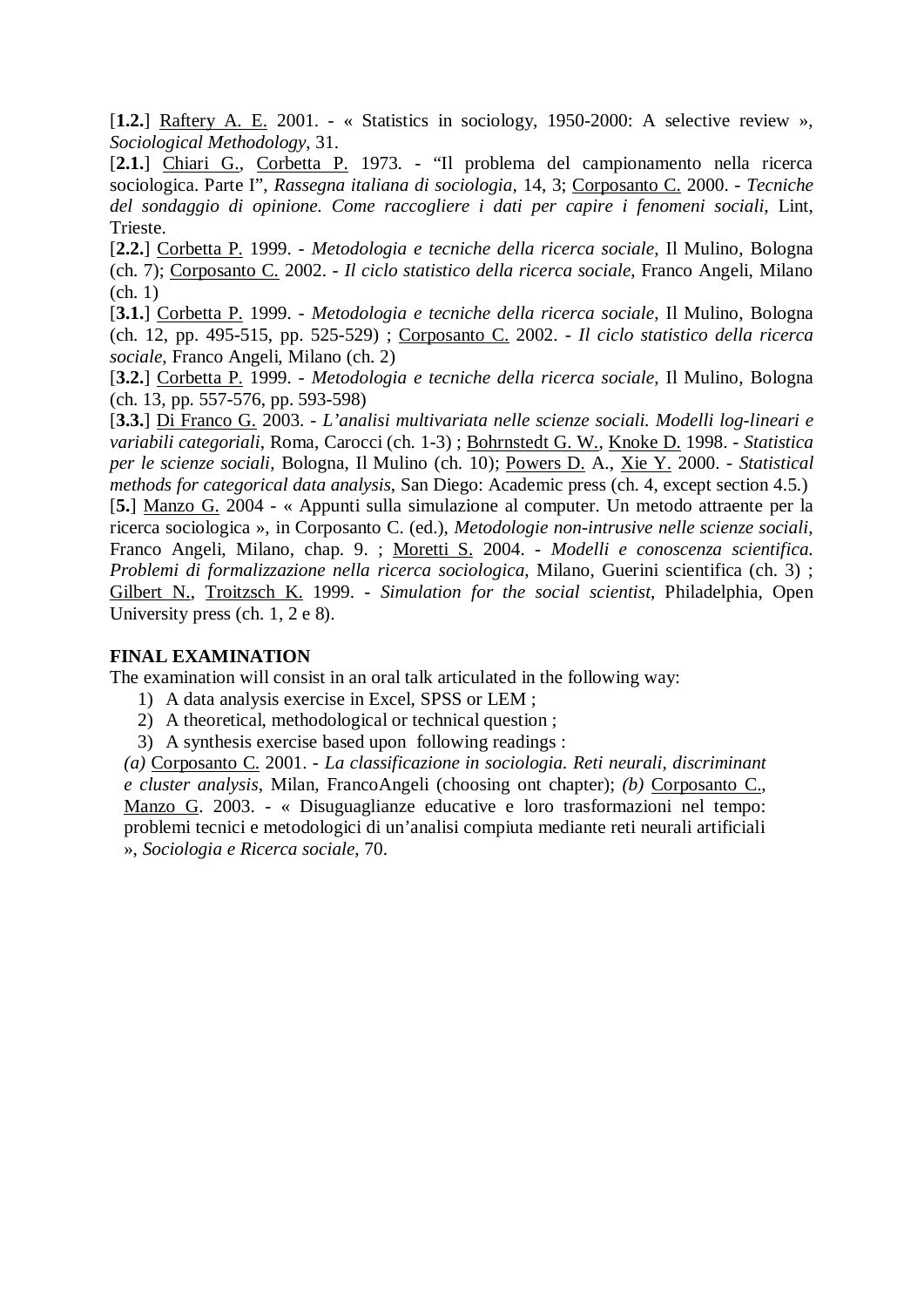[**1.2.**] Raftery A. E. 2001. - « Statistics in sociology, 1950-2000: A selective review », *Sociological Methodology*, 31.

[**2.1.**] Chiari G., Corbetta P. 1973. - "Il problema del campionamento nella ricerca sociologica. Parte I", *Rassegna italiana di sociologia,* 14, 3; Corposanto C. 2000. - *Tecniche del sondaggio di opinione. Come raccogliere i dati per capire i fenomeni sociali*, Lint, Trieste.

[**2.2.**] Corbetta P. 1999. - *Metodologia e tecniche della ricerca sociale*, Il Mulino, Bologna (ch. 7); Corposanto C. 2002. - *Il ciclo statistico della ricerca sociale*, Franco Angeli, Milano (ch. 1)

[**3.1.**] Corbetta P. 1999. - *Metodologia e tecniche della ricerca sociale*, Il Mulino, Bologna (ch. 12, pp. 495-515, pp. 525-529) ; Corposanto C. 2002. - *Il ciclo statistico della ricerca sociale*, Franco Angeli, Milano (ch. 2)

[**3.2.**] Corbetta P. 1999. - *Metodologia e tecniche della ricerca sociale*, Il Mulino, Bologna (ch. 13, pp. 557-576, pp. 593-598)

[**3.3.**] Di Franco G. 2003. - *L'analisi multivariata nelle scienze sociali. Modelli log-lineari e variabili categoriali*, Roma, Carocci (ch. 1-3) ; Bohrnstedt G. W., Knoke D. 1998. - *Statistica per le scienze sociali*, Bologna, Il Mulino (ch. 10); Powers D. A., Xie Y. 2000. - *Statistical methods for categorical data analysis*, San Diego: Academic press (ch. 4, except section 4.5.)

[**5.**] Manzo G. 2004 - « Appunti sulla simulazione al computer. Un metodo attraente per la ricerca sociologica », in Corposanto C. (ed.), *Metodologie non-intrusive nelle scienze sociali*, Franco Angeli, Milano, chap. 9. ; Moretti S. 2004. - *Modelli e conoscenza scientifica. Problemi di formalizzazione nella ricerca sociologica*, Milano, Guerini scientifica (ch. 3) ; Gilbert N., Troitzsch K. 1999. - *Simulation for the social scientist*, Philadelphia, Open University press (ch. 1, 2 e 8).

**FINAL EXAMINATION**

The examination will consist in an oral talk articulated in the following way:

1) A data analysis exercise in Excel, SPSS or LEM ;
2) A theoretical, methodological or technical question ;
3) A synthesis exercise based upon following readings :

*(a)* Corposanto C. 2001. - *La classificazione in sociologia. Reti neurali, discriminant e cluster analysis*, Milan, FrancoAngeli (choosing ont chapter); *(b)* Corposanto C., Manzo G. 2003. - « Disuguaglianze educative e loro trasformazioni nel tempo: problemi tecnici e metodologici di un'analisi compiuta mediante reti neurali artificiali », *Sociologia e Ricerca sociale*, 70.